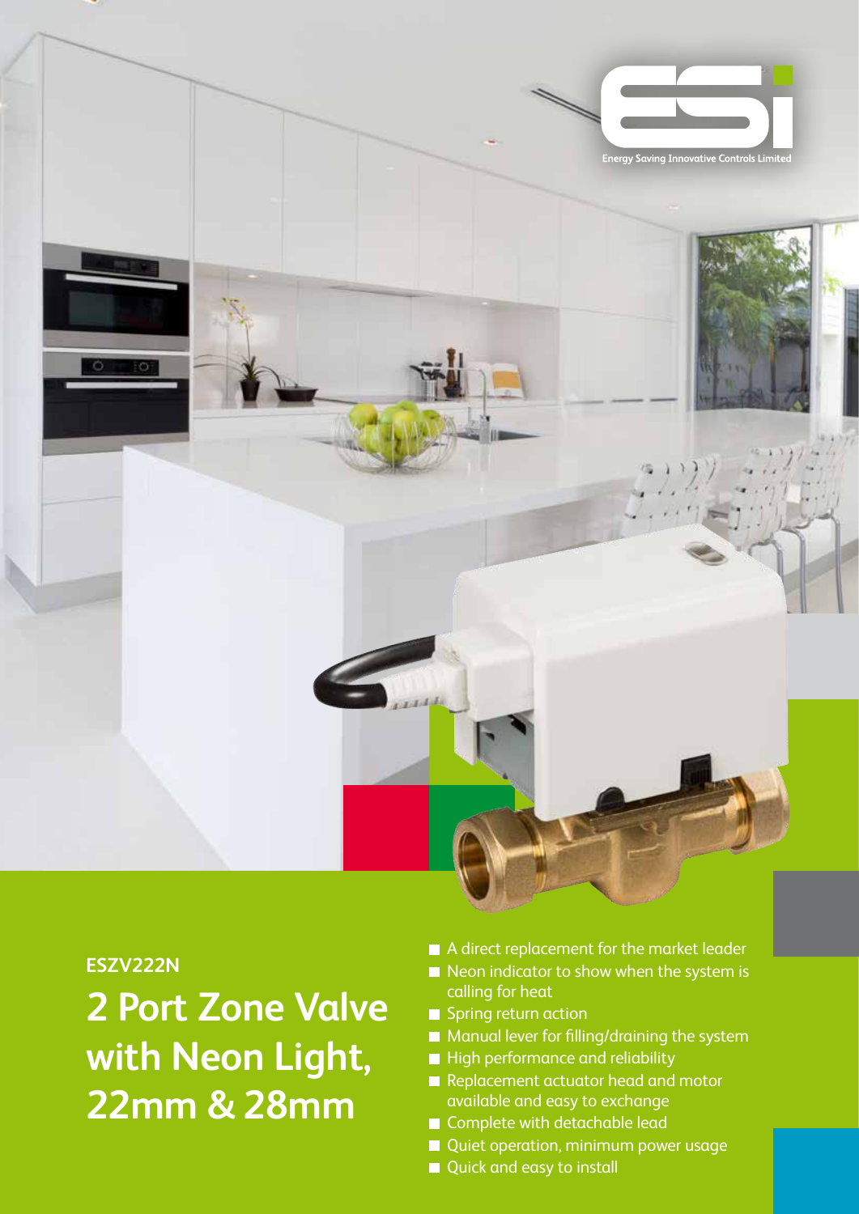Energy Saving Innovative Controls Limited

ESZV222N

# 2 Port Zone Valve with Neon Light, 22mm & 28mm

- A direct replacement for the market leader
- Neon indicator to show when the system is calling for heat
- Spring return action
- Manual lever for filling/draining the system
- High performance and reliability
- Replacement actuator head and motor available and easy to exchange
- Complete with detachable lead
- Quiet operation, minimum power usage
- Quick and easy to install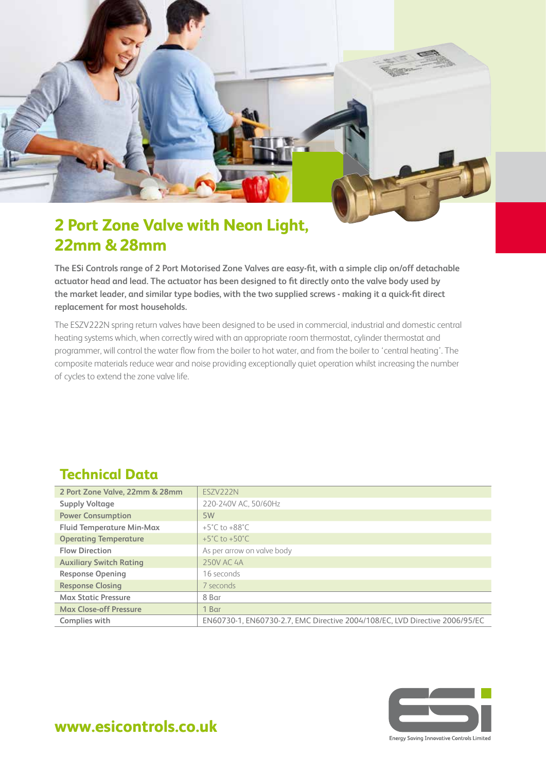# 2 Port Zone Valve with Neon Light, 22mm & 28mm

**The ESi Controls range of 2 Port Motorised Zone Valves are easy-fit, with a simple clip on/off detachable actuator head and lead. The actuator has been designed to fit directly onto the valve body used by the market leader, and similar type bodies, with the two supplied screws - making it a quick-fit direct replacement for most households.**

The ESZV222N spring return valves have been designed to be used in commercial, industrial and domestic central heating systems which, when correctly wired with an appropriate room thermostat, cylinder thermostat and programmer, will control the water flow from the boiler to hot water, and from the boiler to 'central heating'. The composite materials reduce wear and noise providing exceptionally quiet operation whilst increasing the number of cycles to extend the zone valve life.

## Technical Data

| 2 Port Zone Valve, 22mm & 28mm | ESZV222N |
|---|---|
| Supply Voltage | 220-240V AC, 50/60Hz |
| Power Consumption | 5W |
| Fluid Temperature Min-Max | +5°C to +88°C |
| Operating Temperature | +5°C to +50°C |
| Flow Direction | As per arrow on valve body |
| Auxiliary Switch Rating | 250V AC 4A |
| Response Opening | 16 seconds |
| Response Closing | 7 seconds |
| Max Static Pressure | 8 Bar |
| Max Close-off Pressure | 1 Bar |
| Complies with | EN60730-1, EN60730-2.7, EMC Directive 2004/108/EC, LVD Directive 2006/95/EC |

**www.esicontrols.co.uk**

Energy Saving Innovative Controls Limited